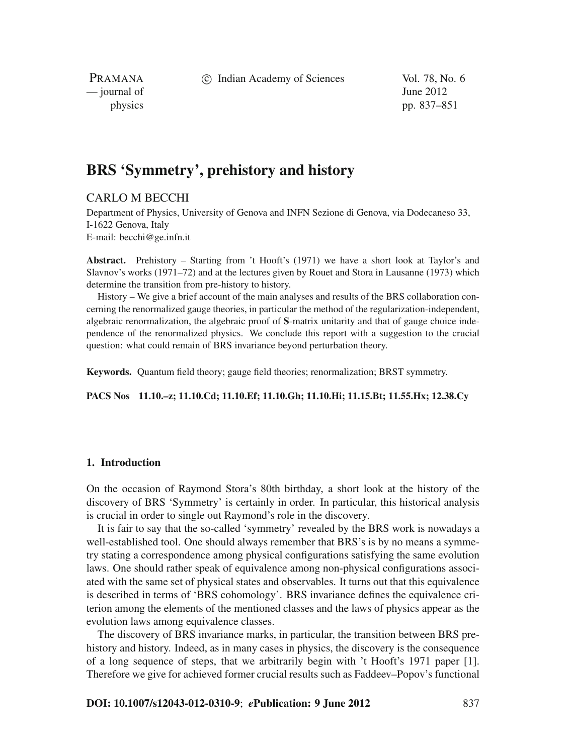# BRS 'Symmetry', prehistory and history

CARLO M BECCHI

Department of Physics, University of Genova and INFN Sezione di Genova, via Dodecaneso 33, I-1622 Genova, Italy
E-mail: becchi@ge.infn.it

**Abstract.** Prehistory – Starting from 't Hooft's (1971) we have a short look at Taylor's and Slavnov's works (1971–72) and at the lectures given by Rouet and Stora in Lausanne (1973) which determine the transition from pre-history to history.

History – We give a brief account of the main analyses and results of the BRS collaboration concerning the renormalized gauge theories, in particular the method of the regularization-independent, algebraic renormalization, the algebraic proof of **S**-matrix unitarity and that of gauge choice independence of the renormalized physics. We conclude this report with a suggestion to the crucial question: what could remain of BRS invariance beyond perturbation theory.

**Keywords.** Quantum field theory; gauge field theories; renormalization; BRST symmetry.

**PACS Nos 11.10.–z; 11.10.Cd; 11.10.Ef; 11.10.Gh; 11.10.Hi; 11.15.Bt; 11.55.Hx; 12.38.Cy**

## 1. Introduction

On the occasion of Raymond Stora's 80th birthday, a short look at the history of the discovery of BRS 'Symmetry' is certainly in order. In particular, this historical analysis is crucial in order to single out Raymond's role in the discovery.

It is fair to say that the so-called 'symmetry' revealed by the BRS work is nowadays a well-established tool. One should always remember that BRS's is by no means a symmetry stating a correspondence among physical configurations satisfying the same evolution laws. One should rather speak of equivalence among non-physical configurations associated with the same set of physical states and observables. It turns out that this equivalence is described in terms of 'BRS cohomology'. BRS invariance defines the equivalence criterion among the elements of the mentioned classes and the laws of physics appear as the evolution laws among equivalence classes.

The discovery of BRS invariance marks, in particular, the transition between BRS prehistory and history. Indeed, as in many cases in physics, the discovery is the consequence of a long sequence of steps, that we arbitrarily begin with 't Hooft's 1971 paper [1]. Therefore we give for achieved former crucial results such as Faddeev–Popov's functional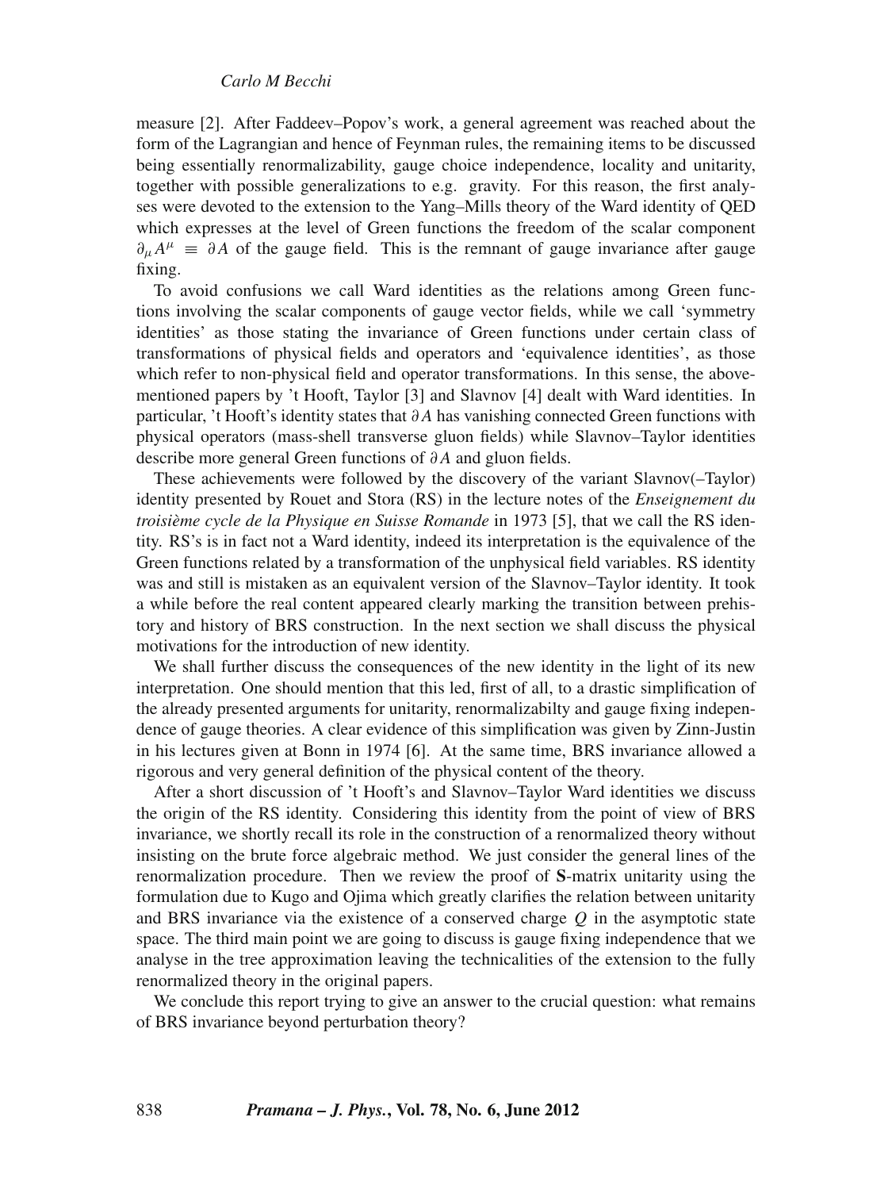measure [2]. After Faddeev–Popov's work, a general agreement was reached about the form of the Lagrangian and hence of Feynman rules, the remaining items to be discussed being essentially renormalizability, gauge choice independence, locality and unitarity, together with possible generalizations to e.g. gravity. For this reason, the first analyses were devoted to the extension to the Yang–Mills theory of the Ward identity of QED which expresses at the level of Green functions the freedom of the scalar component $\partial_\mu A^\mu \equiv \partial A$ of the gauge field. This is the remnant of gauge invariance after gauge fixing.

To avoid confusions we call Ward identities as the relations among Green functions involving the scalar components of gauge vector fields, while we call 'symmetry identities' as those stating the invariance of Green functions under certain class of transformations of physical fields and operators and 'equivalence identities', as those which refer to non-physical field and operator transformations. In this sense, the above-mentioned papers by 't Hooft, Taylor [3] and Slavnov [4] dealt with Ward identities. In particular, 't Hooft's identity states that $\partial A$ has vanishing connected Green functions with physical operators (mass-shell transverse gluon fields) while Slavnov–Taylor identities describe more general Green functions of $\partial A$ and gluon fields.

These achievements were followed by the discovery of the variant Slavnov(–Taylor) identity presented by Rouet and Stora (RS) in the lecture notes of the *Enseignement du troisième cycle de la Physique en Suisse Romande* in 1973 [5], that we call the RS identity. RS's is in fact not a Ward identity, indeed its interpretation is the equivalence of the Green functions related by a transformation of the unphysical field variables. RS identity was and still is mistaken as an equivalent version of the Slavnov–Taylor identity. It took a while before the real content appeared clearly marking the transition between prehistory and history of BRS construction. In the next section we shall discuss the physical motivations for the introduction of new identity.

We shall further discuss the consequences of the new identity in the light of its new interpretation. One should mention that this led, first of all, to a drastic simplification of the already presented arguments for unitarity, renormalizabilty and gauge fixing independence of gauge theories. A clear evidence of this simplification was given by Zinn-Justin in his lectures given at Bonn in 1974 [6]. At the same time, BRS invariance allowed a rigorous and very general definition of the physical content of the theory.

After a short discussion of 't Hooft's and Slavnov–Taylor Ward identities we discuss the origin of the RS identity. Considering this identity from the point of view of BRS invariance, we shortly recall its role in the construction of a renormalized theory without insisting on the brute force algebraic method. We just consider the general lines of the renormalization procedure. Then we review the proof of **S**-matrix unitarity using the formulation due to Kugo and Ojima which greatly clarifies the relation between unitarity and BRS invariance via the existence of a conserved charge $Q$ in the asymptotic state space. The third main point we are going to discuss is gauge fixing independence that we analyse in the tree approximation leaving the technicalities of the extension to the fully renormalized theory in the original papers.

We conclude this report trying to give an answer to the crucial question: what remains of BRS invariance beyond perturbation theory?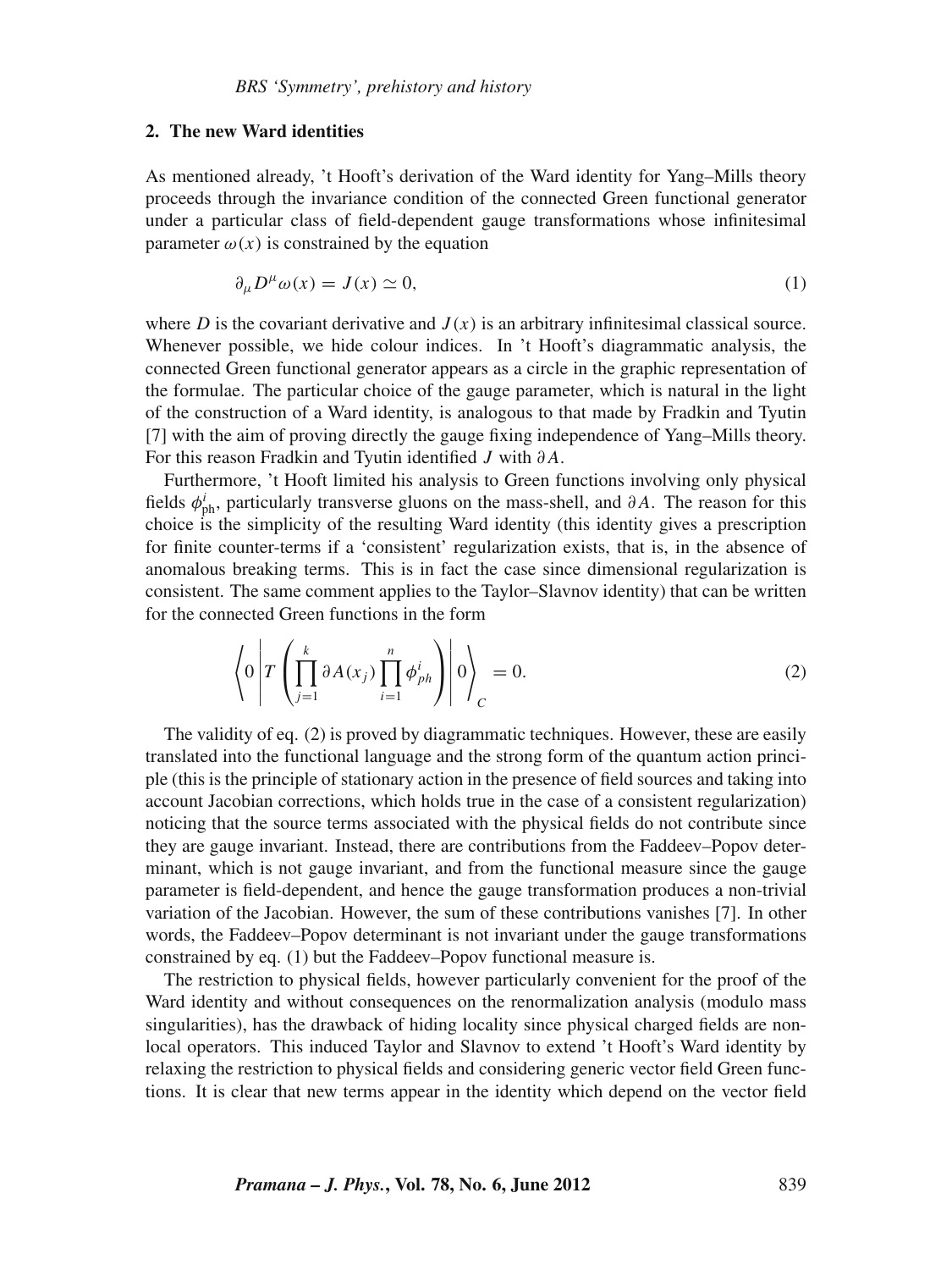## 2. The new Ward identities

As mentioned already, 't Hooft's derivation of the Ward identity for Yang–Mills theory proceeds through the invariance condition of the connected Green functional generator under a particular class of field-dependent gauge transformations whose infinitesimal parameter $\omega(x)$ is constrained by the equation

$$\partial_\mu D^\mu \omega(x) = J(x) \simeq 0, \tag{1}$$

where $D$ is the covariant derivative and $J(x)$ is an arbitrary infinitesimal classical source. Whenever possible, we hide colour indices. In 't Hooft's diagrammatic analysis, the connected Green functional generator appears as a circle in the graphic representation of the formulae. The particular choice of the gauge parameter, which is natural in the light of the construction of a Ward identity, is analogous to that made by Fradkin and Tyutin [7] with the aim of proving directly the gauge fixing independence of Yang–Mills theory. For this reason Fradkin and Tyutin identified $J$ with $\partial A$.

Furthermore, 't Hooft limited his analysis to Green functions involving only physical fields $\phi^i_{\rm ph}$, particularly transverse gluons on the mass-shell, and $\partial A$. The reason for this choice is the simplicity of the resulting Ward identity (this identity gives a prescription for finite counter-terms if a 'consistent' regularization exists, that is, in the absence of anomalous breaking terms. This is in fact the case since dimensional regularization is consistent. The same comment applies to the Taylor–Slavnov identity) that can be written for the connected Green functions in the form

$$\left\langle 0 \left| T\left( \prod_{j=1}^{k} \partial A(x_j) \prod_{i=1}^{n} \phi^i_{ph} \right) \right| 0 \right\rangle_C = 0. \tag{2}$$

The validity of eq. (2) is proved by diagrammatic techniques. However, these are easily translated into the functional language and the strong form of the quantum action principle (this is the principle of stationary action in the presence of field sources and taking into account Jacobian corrections, which holds true in the case of a consistent regularization) noticing that the source terms associated with the physical fields do not contribute since they are gauge invariant. Instead, there are contributions from the Faddeev–Popov determinant, which is not gauge invariant, and from the functional measure since the gauge parameter is field-dependent, and hence the gauge transformation produces a non-trivial variation of the Jacobian. However, the sum of these contributions vanishes [7]. In other words, the Faddeev–Popov determinant is not invariant under the gauge transformations constrained by eq. (1) but the Faddeev–Popov functional measure is.

The restriction to physical fields, however particularly convenient for the proof of the Ward identity and without consequences on the renormalization analysis (modulo mass singularities), has the drawback of hiding locality since physical charged fields are non-local operators. This induced Taylor and Slavnov to extend 't Hooft's Ward identity by relaxing the restriction to physical fields and considering generic vector field Green functions. It is clear that new terms appear in the identity which depend on the vector field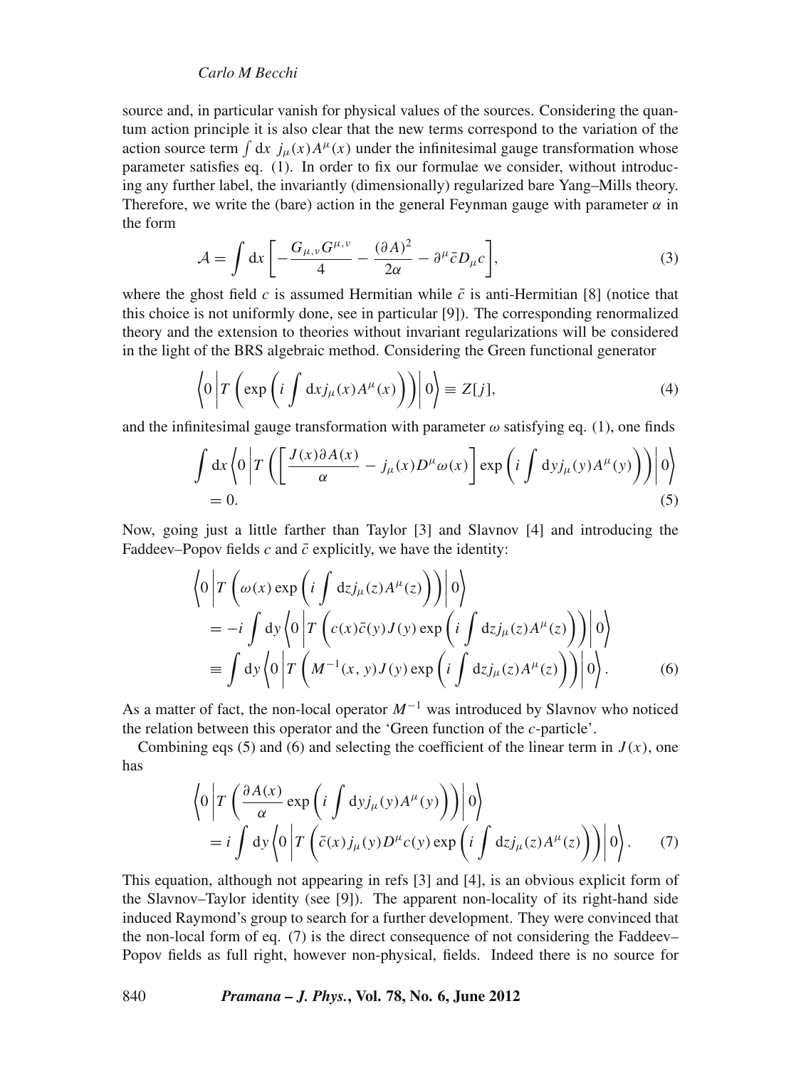source and, in particular vanish for physical values of the sources. Considering the quantum action principle it is also clear that the new terms correspond to the variation of the action source term $\int \mathrm{d}x \; j_\mu(x)A^\mu(x)$ under the infinitesimal gauge transformation whose parameter satisfies eq. (1). In order to fix our formulae we consider, without introducing any further label, the invariantly (dimensionally) regularized bare Yang–Mills theory. Therefore, we write the (bare) action in the general Feynman gauge with parameter $\alpha$ in the form

$$\mathcal{A} = \int \mathrm{d}x \left[ -\frac{G_{\mu,\nu}G^{\mu,\nu}}{4} - \frac{(\partial A)^2}{2\alpha} - \partial^\mu \bar{c} D_\mu c \right], \tag{3}$$

where the ghost field $c$ is assumed Hermitian while $\bar{c}$ is anti-Hermitian [8] (notice that this choice is not uniformly done, see in particular [9]). The corresponding renormalized theory and the extension to theories without invariant regularizations will be considered in the light of the BRS algebraic method. Considering the Green functional generator

$$\left\langle 0 \left| T\left( \exp\left( i \int \mathrm{d}x j_\mu(x) A^\mu(x) \right) \right) \right| 0 \right\rangle \equiv Z[j], \tag{4}$$

and the infinitesimal gauge transformation with parameter $\omega$ satisfying eq. (1), one finds

$$\int \mathrm{d}x \left\langle 0 \left| T\left( \left[ \frac{J(x)\partial A(x)}{\alpha} - j_\mu(x) D^\mu \omega(x) \right] \exp\left( i \int \mathrm{d}y j_\mu(y) A^\mu(y) \right) \right) \right| 0 \right\rangle \\ = 0. \tag{5}$$

Now, going just a little farther than Taylor [3] and Slavnov [4] and introducing the Faddeev–Popov fields $c$ and $\bar{c}$ explicitly, we have the identity:

$$\begin{aligned} &\left\langle 0 \left| T\left( \omega(x) \exp\left( i \int \mathrm{d}z j_\mu(z) A^\mu(z) \right) \right) \right| 0 \right\rangle \\ &\quad = -i \int \mathrm{d}y \left\langle 0 \left| T\left( c(x)\bar{c}(y) J(y) \exp\left( i \int \mathrm{d}z j_\mu(z) A^\mu(z) \right) \right) \right| 0 \right\rangle \\ &\quad \equiv \int \mathrm{d}y \left\langle 0 \left| T\left( M^{-1}(x,y) J(y) \exp\left( i \int \mathrm{d}z j_\mu(z) A^\mu(z) \right) \right) \right| 0 \right\rangle. \end{aligned} \tag{6}$$

As a matter of fact, the non-local operator $M^{-1}$ was introduced by Slavnov who noticed the relation between this operator and the 'Green function of the $c$-particle'.

Combining eqs (5) and (6) and selecting the coefficient of the linear term in $J(x)$, one has

$$\begin{aligned} &\left\langle 0 \left| T\left( \frac{\partial A(x)}{\alpha} \exp\left( i \int \mathrm{d}y j_\mu(y) A^\mu(y) \right) \right) \right| 0 \right\rangle \\ &\quad = i \int \mathrm{d}y \left\langle 0 \left| T\left( \bar{c}(x) j_\mu(y) D^\mu c(y) \exp\left( i \int \mathrm{d}z j_\mu(z) A^\mu(z) \right) \right) \right| 0 \right\rangle. \end{aligned} \tag{7}$$

This equation, although not appearing in refs [3] and [4], is an obvious explicit form of the Slavnov–Taylor identity (see [9]). The apparent non-locality of its right-hand side induced Raymond's group to search for a further development. They were convinced that the non-local form of eq. (7) is the direct consequence of not considering the Faddeev–Popov fields as full right, however non-physical, fields. Indeed there is no source for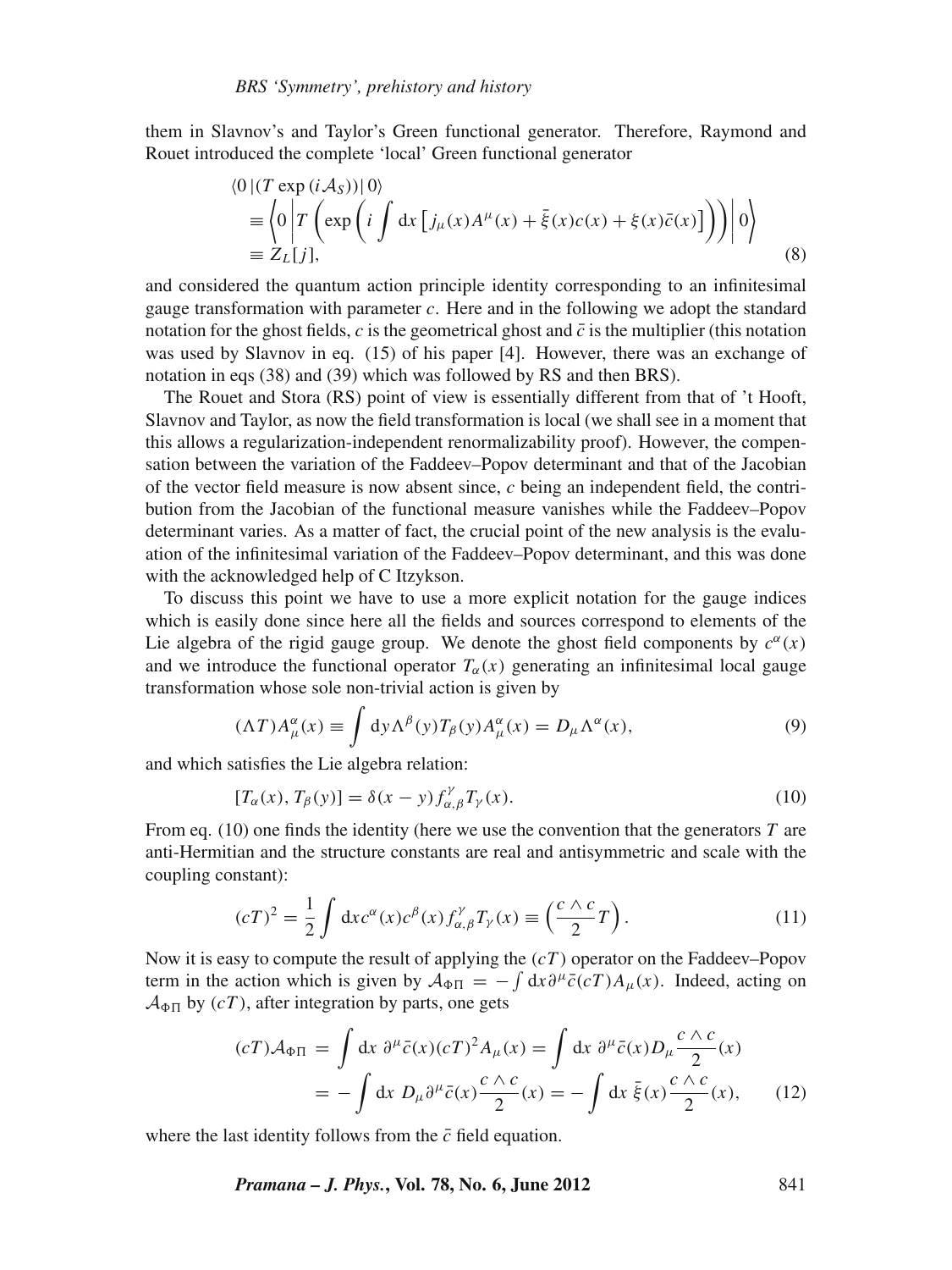them in Slavnov's and Taylor's Green functional generator. Therefore, Raymond and Rouet introduced the complete 'local' Green functional generator

$$
\begin{aligned}
&\langle 0\,|(T\,\exp\,(i\mathcal{A}_S))|\,0\rangle \\
&\quad\equiv \left\langle 0\left|T\left(\exp\left(i\int \mathrm{d}x\left[j_\mu(x)A^\mu(x)+\bar{\xi}(x)c(x)+\xi(x)\bar{c}(x)\right]\right)\right)\right|0\right\rangle \\
&\quad\equiv Z_L[j],
\end{aligned}
\tag{8}
$$

and considered the quantum action principle identity corresponding to an infinitesimal gauge transformation with parameter $c$. Here and in the following we adopt the standard notation for the ghost fields, $c$ is the geometrical ghost and $\bar{c}$ is the multiplier (this notation was used by Slavnov in eq. (15) of his paper [4]. However, there was an exchange of notation in eqs (38) and (39) which was followed by RS and then BRS).

The Rouet and Stora (RS) point of view is essentially different from that of 't Hooft, Slavnov and Taylor, as now the field transformation is local (we shall see in a moment that this allows a regularization-independent renormalizability proof). However, the compensation between the variation of the Faddeev–Popov determinant and that of the Jacobian of the vector field measure is now absent since, $c$ being an independent field, the contribution from the Jacobian of the functional measure vanishes while the Faddeev–Popov determinant varies. As a matter of fact, the crucial point of the new analysis is the evaluation of the infinitesimal variation of the Faddeev–Popov determinant, and this was done with the acknowledged help of C Itzykson.

To discuss this point we have to use a more explicit notation for the gauge indices which is easily done since here all the fields and sources correspond to elements of the Lie algebra of the rigid gauge group. We denote the ghost field components by $c^\alpha(x)$ and we introduce the functional operator $T_\alpha(x)$ generating an infinitesimal local gauge transformation whose sole non-trivial action is given by

$$
(\Lambda T)A^\alpha_\mu(x) \equiv \int \mathrm{d}y\,\Lambda^\beta(y)T_\beta(y)A^\alpha_\mu(x) = D_\mu\Lambda^\alpha(x),
\tag{9}
$$

and which satisfies the Lie algebra relation:

$$
[T_\alpha(x), T_\beta(y)] = \delta(x-y)f^{\gamma}_{\alpha,\beta}T_\gamma(x).
\tag{10}
$$

From eq. (10) one finds the identity (here we use the convention that the generators $T$ are anti-Hermitian and the structure constants are real and antisymmetric and scale with the coupling constant):

$$
(cT)^2 = \frac{1}{2}\int \mathrm{d}x\,c^\alpha(x)c^\beta(x)f^{\gamma}_{\alpha,\beta}T_\gamma(x) \equiv \left(\frac{c\wedge c}{2}T\right).
\tag{11}
$$

Now it is easy to compute the result of applying the $(cT)$ operator on the Faddeev–Popov term in the action which is given by $\mathcal{A}_{\Phi\Pi} = -\int \mathrm{d}x\,\partial^\mu\bar{c}(cT)A_\mu(x)$. Indeed, acting on $\mathcal{A}_{\Phi\Pi}$ by $(cT)$, after integration by parts, one gets

$$
\begin{aligned}
(cT)\mathcal{A}_{\Phi\Pi} &= \int \mathrm{d}x\;\partial^\mu\bar{c}(x)(cT)^2A_\mu(x) = \int \mathrm{d}x\;\partial^\mu\bar{c}(x)D_\mu\frac{c\wedge c}{2}(x) \\
&= -\int \mathrm{d}x\;D_\mu\partial^\mu\bar{c}(x)\frac{c\wedge c}{2}(x) = -\int \mathrm{d}x\;\bar{\xi}(x)\frac{c\wedge c}{2}(x),
\end{aligned}
\tag{12}
$$

where the last identity follows from the $\bar{c}$ field equation.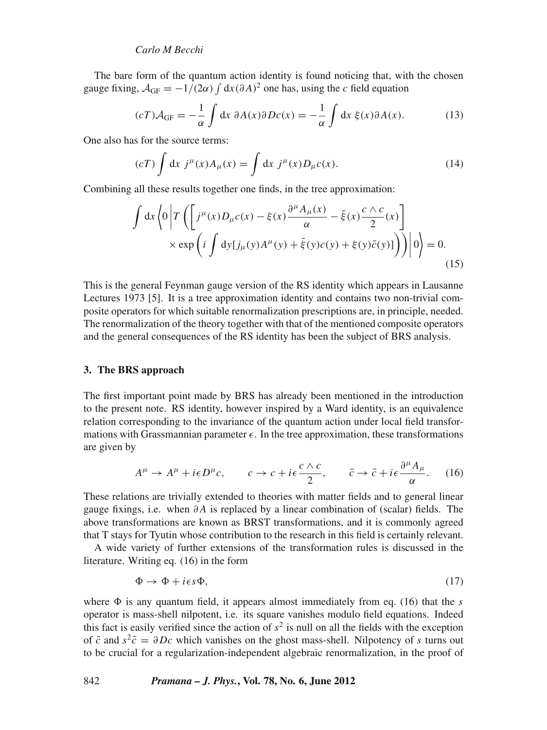The bare form of the quantum action identity is found noticing that, with the chosen gauge fixing, $\mathcal{A}_{\text{GF}} = -1/(2\alpha) \int \mathrm{d}x (\partial A)^2$ one has, using the $c$ field equation

$$(cT)\mathcal{A}_{\text{GF}} = -\frac{1}{\alpha} \int \mathrm{d}x \ \partial A(x) \partial Dc(x) = -\frac{1}{\alpha} \int \mathrm{d}x \ \xi(x) \partial A(x). \tag{13}$$

One also has for the source terms:

$$(cT) \int \mathrm{d}x \ j^{\mu}(x) A_{\mu}(x) = \int \mathrm{d}x \ j^{\mu}(x) D_{\mu} c(x). \tag{14}$$

Combining all these results together one finds, in the tree approximation:

$$\int \mathrm{d}x \left\langle 0 \middle| T\left( \left[ j^{\mu}(x) D_{\mu} c(x) - \xi(x) \frac{\partial^{\mu} A_{\mu}(x)}{\alpha} - \bar{\xi}(x) \frac{c \wedge c}{2}(x) \right] \times \exp\left( i \int \mathrm{d}y [j_{\mu}(y) A^{\mu}(y) + \bar{\xi}(y) c(y) + \xi(y) \bar{c}(y)] \right) \right) \middle| 0 \right\rangle = 0. \tag{15}$$

This is the general Feynman gauge version of the RS identity which appears in Lausanne Lectures 1973 [5]. It is a tree approximation identity and contains two non-trivial composite operators for which suitable renormalization prescriptions are, in principle, needed. The renormalization of the theory together with that of the mentioned composite operators and the general consequences of the RS identity has been the subject of BRS analysis.

## 3. The BRS approach

The first important point made by BRS has already been mentioned in the introduction to the present note. RS identity, however inspired by a Ward identity, is an equivalence relation corresponding to the invariance of the quantum action under local field transformations with Grassmannian parameter $\epsilon$. In the tree approximation, these transformations are given by

$$A^{\mu} \to A^{\mu} + i\epsilon D^{\mu} c, \qquad c \to c + i\epsilon \frac{c \wedge c}{2}, \qquad \bar{c} \to \bar{c} + i\epsilon \frac{\partial^{\mu} A_{\mu}}{\alpha}. \tag{16}$$

These relations are trivially extended to theories with matter fields and to general linear gauge fixings, i.e. when $\partial A$ is replaced by a linear combination of (scalar) fields. The above transformations are known as BRST transformations, and it is commonly agreed that T stays for Tyutin whose contribution to the research in this field is certainly relevant.

A wide variety of further extensions of the transformation rules is discussed in the literature. Writing eq. (16) in the form

$$\Phi \to \Phi + i\epsilon s \Phi, \tag{17}$$

where $\Phi$ is any quantum field, it appears almost immediately from eq. (16) that the $s$ operator is mass-shell nilpotent, i.e. its square vanishes modulo field equations. Indeed this fact is easily verified since the action of $s^2$ is null on all the fields with the exception of $\bar{c}$ and $s^2 \bar{c} = \partial Dc$ which vanishes on the ghost mass-shell. Nilpotency of $s$ turns out to be crucial for a regularization-independent algebraic renormalization, in the proof of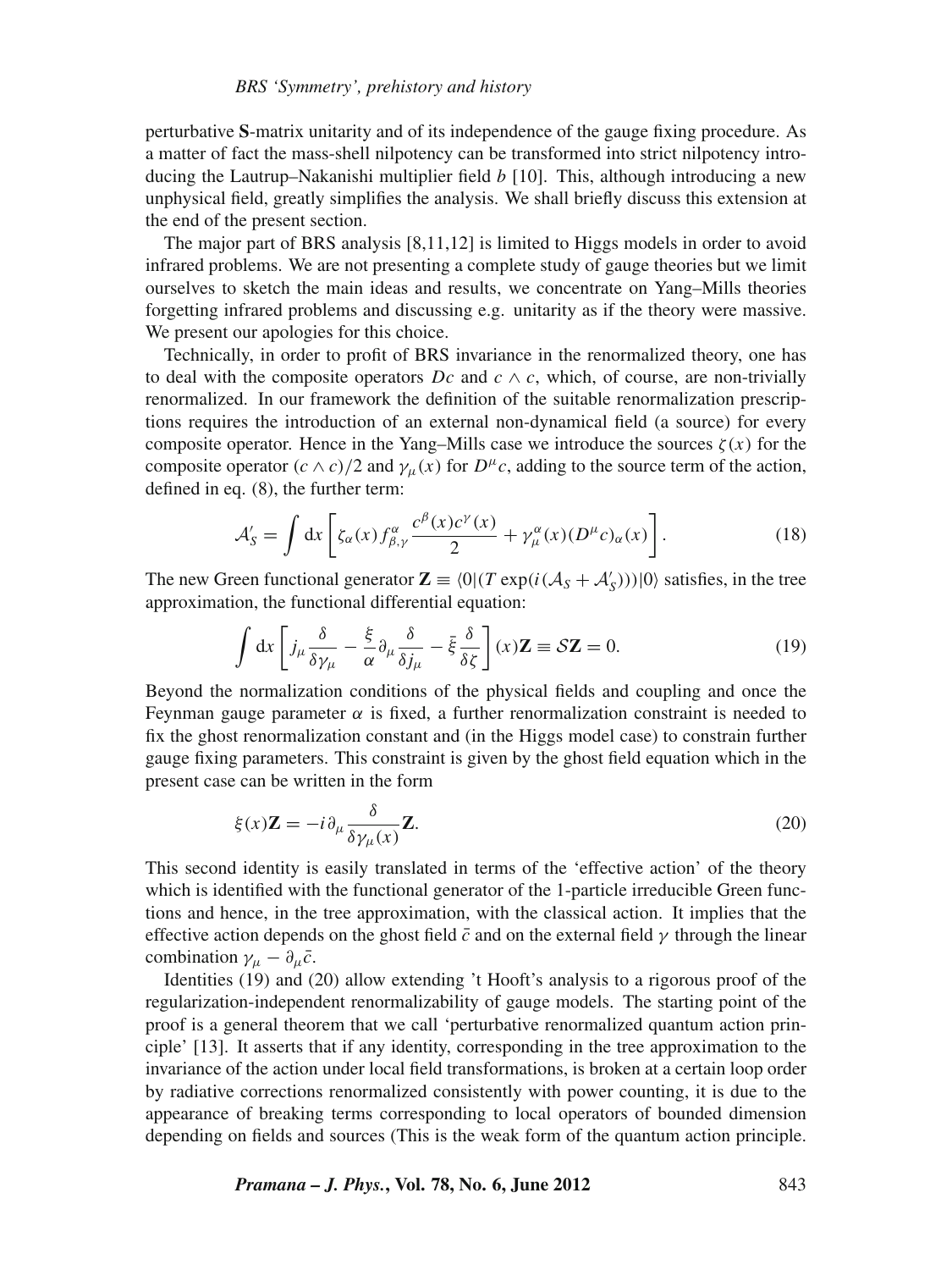perturbative **S**-matrix unitarity and of its independence of the gauge fixing procedure. As a matter of fact the mass-shell nilpotency can be transformed into strict nilpotency introducing the Lautrup–Nakanishi multiplier field $b$ [10]. This, although introducing a new unphysical field, greatly simplifies the analysis. We shall briefly discuss this extension at the end of the present section.

The major part of BRS analysis [8,11,12] is limited to Higgs models in order to avoid infrared problems. We are not presenting a complete study of gauge theories but we limit ourselves to sketch the main ideas and results, we concentrate on Yang–Mills theories forgetting infrared problems and discussing e.g. unitarity as if the theory were massive. We present our apologies for this choice.

Technically, in order to profit of BRS invariance in the renormalized theory, one has to deal with the composite operators $Dc$ and $c \wedge c$, which, of course, are non-trivially renormalized. In our framework the definition of the suitable renormalization prescriptions requires the introduction of an external non-dynamical field (a source) for every composite operator. Hence in the Yang–Mills case we introduce the sources $\zeta(x)$ for the composite operator $(c \wedge c)/2$ and $\gamma_\mu(x)$ for $D^\mu c$, adding to the source term of the action, defined in eq. (8), the further term:

$$\mathcal{A}'_S = \int \mathrm{d}x \left[ \zeta_\alpha(x) f^\alpha_{\beta,\gamma} \frac{c^\beta(x) c^\gamma(x)}{2} + \gamma^\alpha_\mu(x)(D^\mu c)_\alpha(x) \right]. \tag{18}$$

The new Green functional generator $\mathbf{Z} \equiv \langle 0|(T \exp(i(\mathcal{A}_S + \mathcal{A}'_S)))|0\rangle$ satisfies, in the tree approximation, the functional differential equation:

$$\int \mathrm{d}x \left[ j_\mu \frac{\delta}{\delta \gamma_\mu} - \frac{\xi}{\alpha} \partial_\mu \frac{\delta}{\delta j_\mu} - \bar{\xi} \frac{\delta}{\delta \zeta} \right](x) \mathbf{Z} \equiv \mathcal{S}\mathbf{Z} = 0. \tag{19}$$

Beyond the normalization conditions of the physical fields and coupling and once the Feynman gauge parameter $\alpha$ is fixed, a further renormalization constraint is needed to fix the ghost renormalization constant and (in the Higgs model case) to constrain further gauge fixing parameters. This constraint is given by the ghost field equation which in the present case can be written in the form

$$\xi(x)\mathbf{Z} = -i\,\partial_\mu \frac{\delta}{\delta \gamma_\mu(x)} \mathbf{Z}. \tag{20}$$

This second identity is easily translated in terms of the 'effective action' of the theory which is identified with the functional generator of the 1-particle irreducible Green functions and hence, in the tree approximation, with the classical action. It implies that the effective action depends on the ghost field $\bar{c}$ and on the external field $\gamma$ through the linear combination $\gamma_\mu - \partial_\mu \bar{c}$.

Identities (19) and (20) allow extending 't Hooft's analysis to a rigorous proof of the regularization-independent renormalizability of gauge models. The starting point of the proof is a general theorem that we call 'perturbative renormalized quantum action principle' [13]. It asserts that if any identity, corresponding in the tree approximation to the invariance of the action under local field transformations, is broken at a certain loop order by radiative corrections renormalized consistently with power counting, it is due to the appearance of breaking terms corresponding to local operators of bounded dimension depending on fields and sources (This is the weak form of the quantum action principle.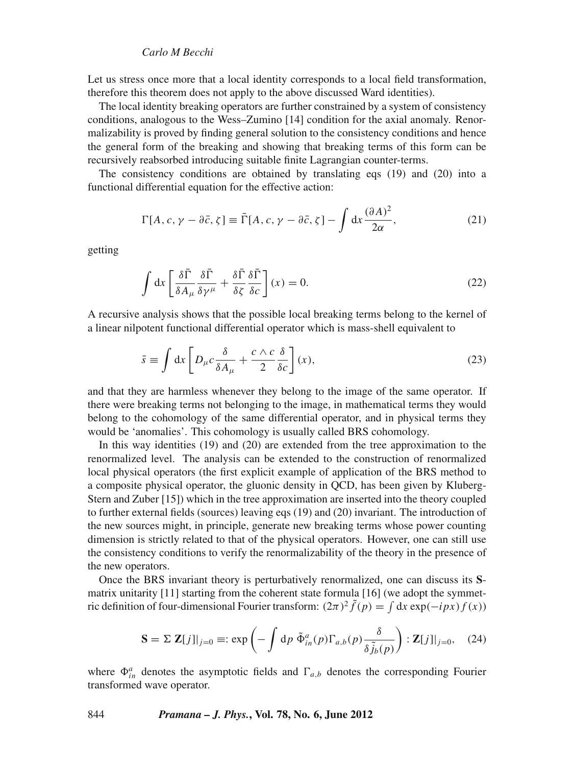Let us stress once more that a local identity corresponds to a local field transformation, therefore this theorem does not apply to the above discussed Ward identities).

The local identity breaking operators are further constrained by a system of consistency conditions, analogous to the Wess–Zumino [14] condition for the axial anomaly. Renormalizability is proved by finding general solution to the consistency conditions and hence the general form of the breaking and showing that breaking terms of this form can be recursively reabsorbed introducing suitable finite Lagrangian counter-terms.

The consistency conditions are obtained by translating eqs (19) and (20) into a functional differential equation for the effective action:

$$\Gamma[A, c, \gamma - \partial\bar{c}, \zeta] \equiv \bar{\Gamma}[A, c, \gamma - \partial\bar{c}, \zeta] - \int \mathrm{d}x \frac{(\partial A)^2}{2\alpha}, \tag{21}$$

getting

$$\int \mathrm{d}x \left[ \frac{\delta\bar{\Gamma}}{\delta A_\mu} \frac{\delta\bar{\Gamma}}{\delta\gamma^\mu} + \frac{\delta\bar{\Gamma}}{\delta\zeta} \frac{\delta\bar{\Gamma}}{\delta c} \right](x) = 0. \tag{22}$$

A recursive analysis shows that the possible local breaking terms belong to the kernel of a linear nilpotent functional differential operator which is mass-shell equivalent to

$$\bar{s} \equiv \int \mathrm{d}x \left[ D_\mu c \frac{\delta}{\delta A_\mu} + \frac{c \wedge c}{2} \frac{\delta}{\delta c} \right](x), \tag{23}$$

and that they are harmless whenever they belong to the image of the same operator. If there were breaking terms not belonging to the image, in mathematical terms they would belong to the cohomology of the same differential operator, and in physical terms they would be 'anomalies'. This cohomology is usually called BRS cohomology.

In this way identities (19) and (20) are extended from the tree approximation to the renormalized level. The analysis can be extended to the construction of renormalized local physical operators (the first explicit example of application of the BRS method to a composite physical operator, the gluonic density in QCD, has been given by Kluberg-Stern and Zuber [15]) which in the tree approximation are inserted into the theory coupled to further external fields (sources) leaving eqs (19) and (20) invariant. The introduction of the new sources might, in principle, generate new breaking terms whose power counting dimension is strictly related to that of the physical operators. However, one can still use the consistency conditions to verify the renormalizability of the theory in the presence of the new operators.

Once the BRS invariant theory is perturbatively renormalized, one can discuss its **S**-matrix unitarity [11] starting from the coherent state formula [16] (we adopt the symmetric definition of four-dimensional Fourier transform: $(2\pi)^2 \tilde{f}(p) = \int \mathrm{d}x \exp(-ipx) f(x)$)

$$\mathbf{S} = \Sigma\, \mathbf{Z}[j]|_{j=0} \equiv: \exp\left( - \int \mathrm{d}p\ \tilde{\Phi}^a_{in}(p) \Gamma_{a,b}(p) \frac{\delta}{\delta \tilde{j}_b(p)} \right) : \mathbf{Z}[j]|_{j=0}, \tag{24}$$

where $\Phi^a_{in}$ denotes the asymptotic fields and $\Gamma_{a,b}$ denotes the corresponding Fourier transformed wave operator.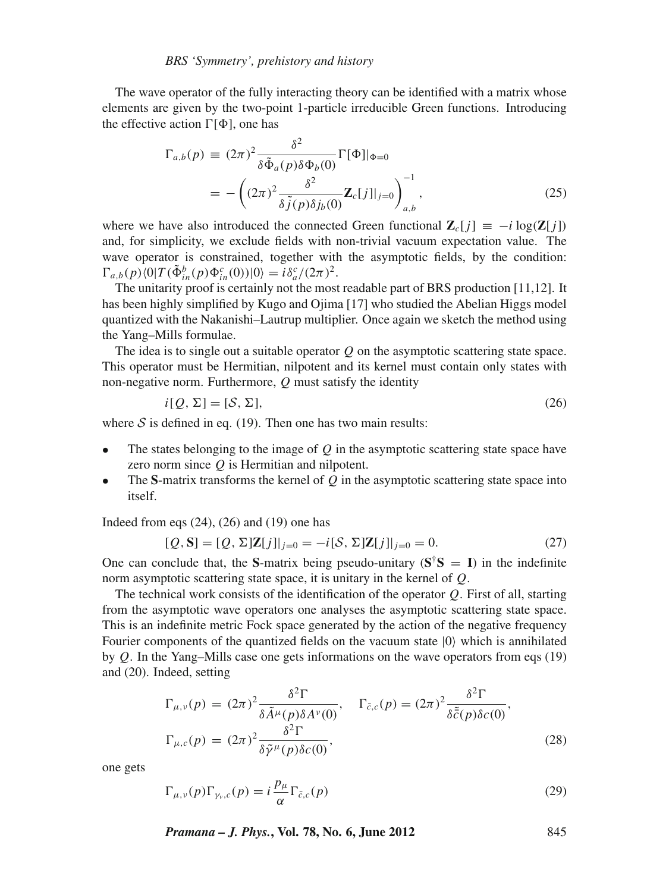The wave operator of the fully interacting theory can be identified with a matrix whose elements are given by the two-point 1-particle irreducible Green functions. Introducing the effective action $\Gamma[\Phi]$, one has

$$\Gamma_{a,b}(p) \equiv (2\pi)^2 \frac{\delta^2}{\delta\tilde{\Phi}_a(p)\delta\Phi_b(0)}\Gamma[\Phi]|_{\Phi=0} = -\left((2\pi)^2 \frac{\delta^2}{\delta\tilde{j}(p)\delta j_b(0)}\mathbf{Z}_c[j]|_{j=0}\right)^{-1}_{a,b}, \tag{25}$$

where we have also introduced the connected Green functional $\mathbf{Z}_c[j] \equiv -i\log(\mathbf{Z}[j])$ and, for simplicity, we exclude fields with non-trivial vacuum expectation value. The wave operator is constrained, together with the asymptotic fields, by the condition: $\Gamma_{a,b}(p)\langle 0|T(\tilde{\Phi}^b_{in}(p)\Phi^c_{in}(0))|0\rangle = i\delta^c_a/(2\pi)^2$.

The unitarity proof is certainly not the most readable part of BRS production [11,12]. It has been highly simplified by Kugo and Ojima [17] who studied the Abelian Higgs model quantized with the Nakanishi–Lautrup multiplier. Once again we sketch the method using the Yang–Mills formulae.

The idea is to single out a suitable operator $Q$ on the asymptotic scattering state space. This operator must be Hermitian, nilpotent and its kernel must contain only states with non-negative norm. Furthermore, $Q$ must satisfy the identity

$$i[Q, \Sigma] = [\mathcal{S}, \Sigma], \tag{26}$$

where $\mathcal{S}$ is defined in eq. (19). Then one has two main results:

- The states belonging to the image of $Q$ in the asymptotic scattering state space have zero norm since $Q$ is Hermitian and nilpotent.
- The $\mathbf{S}$-matrix transforms the kernel of $Q$ in the asymptotic scattering state space into itself.

Indeed from eqs (24), (26) and (19) one has

$$[Q, \mathbf{S}] = [Q, \Sigma]\mathbf{Z}[j]|_{j=0} = -i[\mathcal{S}, \Sigma]\mathbf{Z}[j]|_{j=0} = 0. \tag{27}$$

One can conclude that, the $\mathbf{S}$-matrix being pseudo-unitary ($\mathbf{S}^{\dagger}\mathbf{S} = \mathbf{I}$) in the indefinite norm asymptotic scattering state space, it is unitary in the kernel of $Q$.

The technical work consists of the identification of the operator $Q$. First of all, starting from the asymptotic wave operators one analyses the asymptotic scattering state space. This is an indefinite metric Fock space generated by the action of the negative frequency Fourier components of the quantized fields on the vacuum state $|0\rangle$ which is annihilated by $Q$. In the Yang–Mills case one gets informations on the wave operators from eqs (19) and (20). Indeed, setting

$$\Gamma_{\mu,\nu}(p) = (2\pi)^2 \frac{\delta^2\Gamma}{\delta\tilde{A}^{\mu}(p)\delta A^{\nu}(0)}, \quad \Gamma_{\bar{c},c}(p) = (2\pi)^2 \frac{\delta^2\Gamma}{\delta\tilde{\bar{c}}(p)\delta c(0)},$$
$$\Gamma_{\mu,c}(p) = (2\pi)^2 \frac{\delta^2\Gamma}{\delta\tilde{\gamma}^{\mu}(p)\delta c(0)}, \tag{28}$$

one gets

$$\Gamma_{\mu,\nu}(p)\Gamma_{\gamma_{\nu},c}(p) = i\frac{p_{\mu}}{\alpha}\Gamma_{\bar{c},c}(p) \tag{29}$$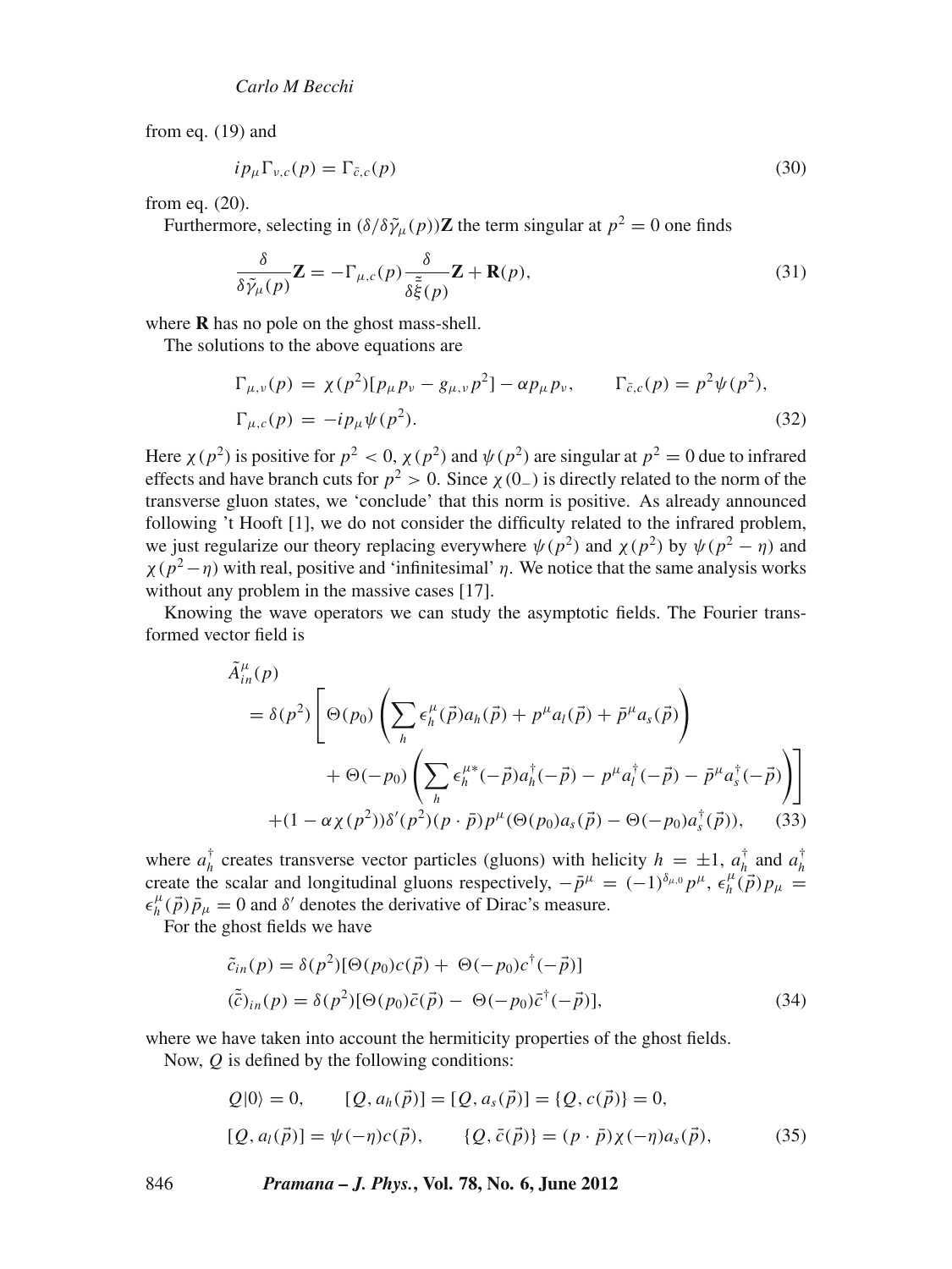from eq. (19) and

$$ip_\mu \Gamma_{\nu,c}(p) = \Gamma_{\bar{c},c}(p) \tag{30}$$

from eq. (20).

Furthermore, selecting in $(\delta/\delta\tilde{\gamma}_\mu(p))\mathbf{Z}$ the term singular at $p^2 = 0$ one finds

$$\frac{\delta}{\delta\tilde{\gamma}_\mu(p)}\mathbf{Z} = -\Gamma_{\mu,c}(p)\frac{\delta}{\delta\tilde{\bar{\xi}}(p)}\mathbf{Z} + \mathbf{R}(p), \tag{31}$$

where $\mathbf{R}$ has no pole on the ghost mass-shell.

The solutions to the above equations are

$$\begin{aligned}
\Gamma_{\mu,\nu}(p) &= \chi(p^2)[p_\mu p_\nu - g_{\mu,\nu}p^2] - \alpha p_\mu p_\nu, \qquad \Gamma_{\bar{c},c}(p) = p^2\psi(p^2), \\
\Gamma_{\mu,c}(p) &= -ip_\mu\psi(p^2).
\end{aligned} \tag{32}$$

Here $\chi(p^2)$ is positive for $p^2 < 0$, $\chi(p^2)$ and $\psi(p^2)$ are singular at $p^2 = 0$ due to infrared effects and have branch cuts for $p^2 > 0$. Since $\chi(0_-)$ is directly related to the norm of the transverse gluon states, we 'conclude' that this norm is positive. As already announced following 't Hooft [1], we do not consider the difficulty related to the infrared problem, we just regularize our theory replacing everywhere $\psi(p^2)$ and $\chi(p^2)$ by $\psi(p^2 - \eta)$ and $\chi(p^2 - \eta)$ with real, positive and 'infinitesimal' $\eta$. We notice that the same analysis works without any problem in the massive cases [17].

Knowing the wave operators we can study the asymptotic fields. The Fourier transformed vector field is

$$\begin{aligned}
&\tilde{A}^\mu_{in}(p) \\
&= \delta(p^2)\Bigg[\Theta(p_0)\left(\sum_h \epsilon^\mu_h(\vec{p})a_h(\vec{p}) + p^\mu a_l(\vec{p}) + \bar{p}^\mu a_s(\vec{p})\right) \\
&\qquad + \Theta(-p_0)\left(\sum_h \epsilon^{\mu *}_h(-\vec{p})a^\dagger_h(-\vec{p}) - p^\mu a^\dagger_l(-\vec{p}) - \bar{p}^\mu a^\dagger_s(-\vec{p})\right)\Bigg] \\
&\quad + (1 - \alpha\chi(p^2))\delta'(p^2)(p\cdot\bar{p})p^\mu(\Theta(p_0)a_s(\vec{p}) - \Theta(-p_0)a^\dagger_s(\vec{p})),
\end{aligned} \tag{33}$$

where $a^\dagger_h$ creates transverse vector particles (gluons) with helicity $h = \pm 1$, $a^\dagger_h$ and $a^\dagger_h$ create the scalar and longitudinal gluons respectively, $-\bar{p}^\mu = (-1)^{\delta_{\mu,0}}p^\mu$, $\epsilon^\mu_h(\vec{p})p_\mu = \epsilon^\mu_h(\vec{p})\bar{p}_\mu = 0$ and $\delta'$ denotes the derivative of Dirac's measure.

For the ghost fields we have

$$\begin{aligned}
\tilde{c}_{in}(p) &= \delta(p^2)[\Theta(p_0)c(\vec{p}) + \Theta(-p_0)c^\dagger(-\vec{p})] \\
(\tilde{\bar{c}})_{in}(p) &= \delta(p^2)[\Theta(p_0)\bar{c}(\vec{p}) - \Theta(-p_0)\bar{c}^\dagger(-\vec{p})],
\end{aligned} \tag{34}$$

where we have taken into account the hermiticity properties of the ghost fields.

Now, $Q$ is defined by the following conditions:

$$\begin{aligned}
&Q|0\rangle = 0, \qquad [Q, a_h(\vec{p})] = [Q, a_s(\vec{p})] = \{Q, c(\vec{p})\} = 0, \\
&[Q, a_l(\vec{p})] = \psi(-\eta)c(\vec{p}), \qquad \{Q, \bar{c}(\vec{p})\} = (p\cdot\bar{p})\chi(-\eta)a_s(\vec{p}),
\end{aligned} \tag{35}$$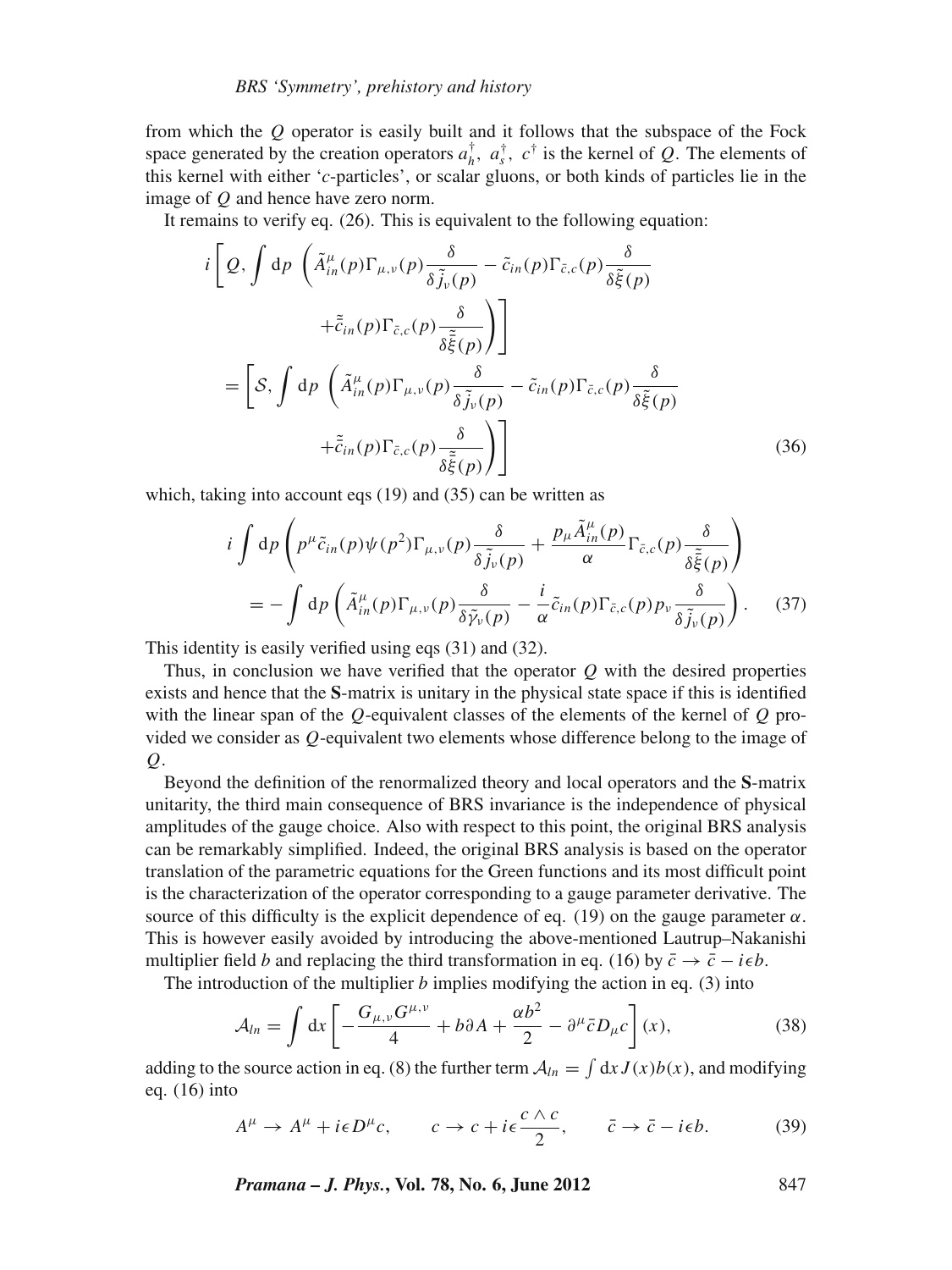from which the $Q$ operator is easily built and it follows that the subspace of the Fock space generated by the creation operators $a_h^\dagger$, $a_s^\dagger$, $c^\dagger$ is the kernel of $Q$. The elements of this kernel with either '$c$-particles', or scalar gluons, or both kinds of particles lie in the image of $Q$ and hence have zero norm.

It remains to verify eq. (26). This is equivalent to the following equation:

$$
\begin{aligned}
i\Bigg[Q, \int \mathrm{d}p \ \Bigg(\tilde{A}_{in}^{\mu}(p)\Gamma_{\mu,\nu}(p)\frac{\delta}{\delta\tilde{j}_\nu(p)} - \tilde{c}_{in}(p)\Gamma_{\bar{c},c}(p)\frac{\delta}{\delta\tilde{\xi}(p)} \\
+\tilde{\bar{c}}_{in}(p)\Gamma_{\bar{c},c}(p)\frac{\delta}{\delta\tilde{\bar{\xi}}(p)}\Bigg)\Bigg] \\
= \Bigg[\mathcal{S}, \int \mathrm{d}p \ \Bigg(\tilde{A}_{in}^{\mu}(p)\Gamma_{\mu,\nu}(p)\frac{\delta}{\delta\tilde{j}_\nu(p)} - \tilde{c}_{in}(p)\Gamma_{\bar{c},c}(p)\frac{\delta}{\delta\tilde{\xi}(p)} \\
+\tilde{\bar{c}}_{in}(p)\Gamma_{\bar{c},c}(p)\frac{\delta}{\delta\tilde{\bar{\xi}}(p)}\Bigg)\Bigg]
\end{aligned}
\tag{36}
$$

which, taking into account eqs (19) and (35) can be written as

$$
\begin{aligned}
i\int \mathrm{d}p\left(p^\mu\tilde{c}_{in}(p)\psi(p^2)\Gamma_{\mu,\nu}(p)\frac{\delta}{\delta\tilde{j}_\nu(p)} + \frac{p_\mu\tilde{A}_{in}^{\mu}(p)}{\alpha}\Gamma_{\bar{c},c}(p)\frac{\delta}{\delta\tilde{\bar{\xi}}(p)}\right) \\
= -\int \mathrm{d}p\left(\tilde{A}_{in}^{\mu}(p)\Gamma_{\mu,\nu}(p)\frac{\delta}{\delta\tilde{\gamma}_\nu(p)} - \frac{i}{\alpha}\tilde{c}_{in}(p)\Gamma_{\bar{c},c}(p)p_\nu\frac{\delta}{\delta\tilde{j}_\nu(p)}\right).
\end{aligned}
\tag{37}
$$

This identity is easily verified using eqs (31) and (32).

Thus, in conclusion we have verified that the operator $Q$ with the desired properties exists and hence that the **S**-matrix is unitary in the physical state space if this is identified with the linear span of the $Q$-equivalent classes of the elements of the kernel of $Q$ provided we consider as $Q$-equivalent two elements whose difference belong to the image of $Q$.

Beyond the definition of the renormalized theory and local operators and the **S**-matrix unitarity, the third main consequence of BRS invariance is the independence of physical amplitudes of the gauge choice. Also with respect to this point, the original BRS analysis can be remarkably simplified. Indeed, the original BRS analysis is based on the operator translation of the parametric equations for the Green functions and its most difficult point is the characterization of the operator corresponding to a gauge parameter derivative. The source of this difficulty is the explicit dependence of eq. (19) on the gauge parameter $\alpha$. This is however easily avoided by introducing the above-mentioned Lautrup–Nakanishi multiplier field $b$ and replacing the third transformation in eq. (16) by $\bar{c} \to \bar{c} - i\epsilon b$.

The introduction of the multiplier $b$ implies modifying the action in eq. (3) into

$$
\mathcal{A}_{ln} = \int \mathrm{d}x\left[-\frac{G_{\mu,\nu}G^{\mu,\nu}}{4} + b\partial A + \frac{\alpha b^2}{2} - \partial^\mu\bar{c}D_\mu c\right](x),
\tag{38}
$$

adding to the source action in eq. (8) the further term $\mathcal{A}_{ln} = \int \mathrm{d}x\, J(x)b(x)$, and modifying eq. (16) into

$$
A^\mu \to A^\mu + i\epsilon D^\mu c, \qquad c \to c + i\epsilon\frac{c\wedge c}{2}, \qquad \bar{c} \to \bar{c} - i\epsilon b.
\tag{39}
$$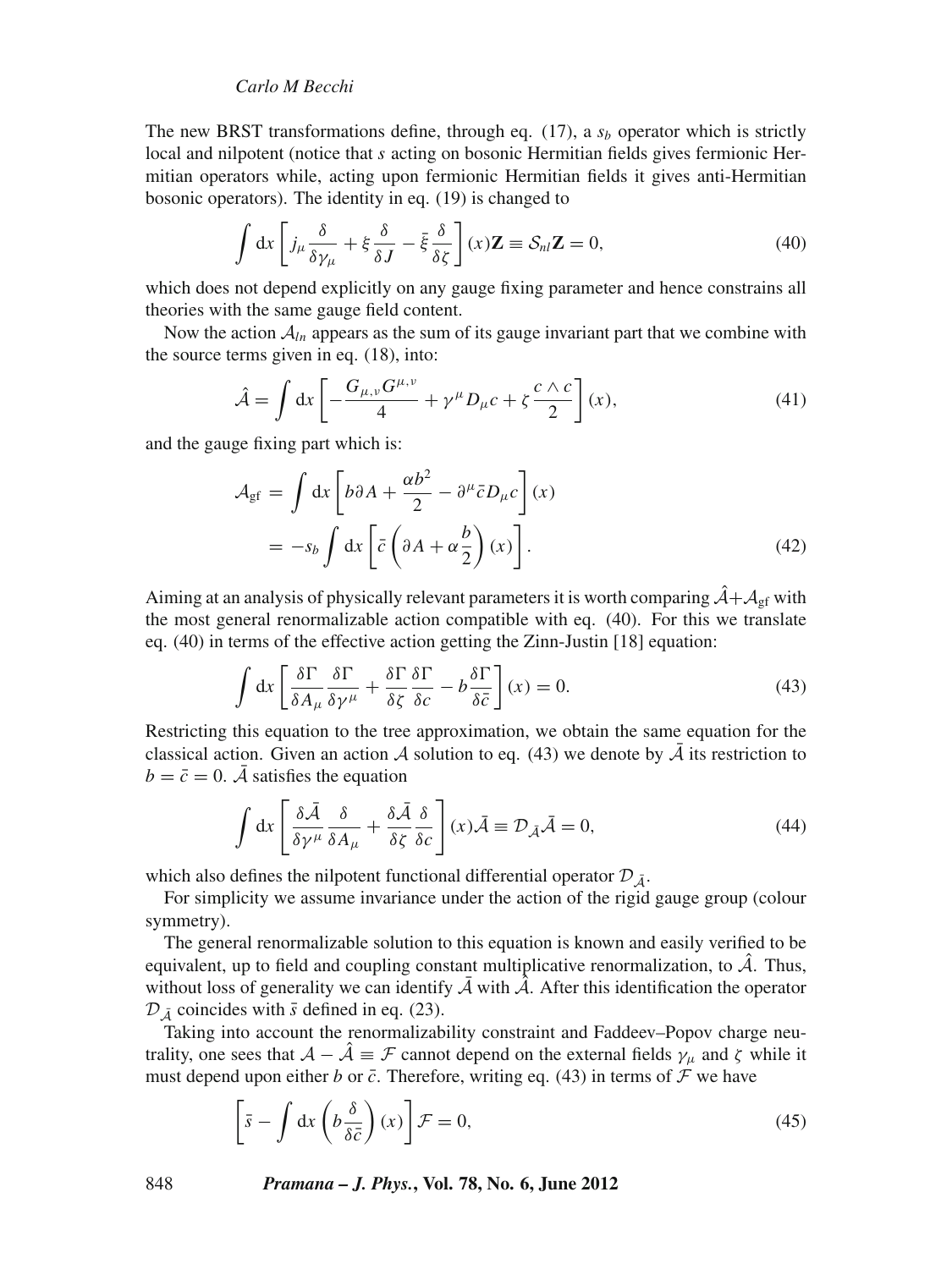The new BRST transformations define, through eq. (17), a $s_b$ operator which is strictly local and nilpotent (notice that $s$ acting on bosonic Hermitian fields gives fermionic Hermitian operators while, acting upon fermionic Hermitian fields it gives anti-Hermitian bosonic operators). The identity in eq. (19) is changed to

$$\int \mathrm{d}x \left[ j_\mu \frac{\delta}{\delta \gamma_\mu} + \xi \frac{\delta}{\delta J} - \bar{\xi} \frac{\delta}{\delta \zeta} \right] (x) \mathbf{Z} \equiv \mathcal{S}_{nl} \mathbf{Z} = 0, \tag{40}$$

which does not depend explicitly on any gauge fixing parameter and hence constrains all theories with the same gauge field content.

Now the action $\mathcal{A}_{ln}$ appears as the sum of its gauge invariant part that we combine with the source terms given in eq. (18), into:

$$\hat{\mathcal{A}} = \int \mathrm{d}x \left[ -\frac{G_{\mu,\nu} G^{\mu,\nu}}{4} + \gamma^\mu D_\mu c + \zeta \frac{c \wedge c}{2} \right] (x), \tag{41}$$

and the gauge fixing part which is:

$$\begin{aligned} \mathcal{A}_{\mathrm{gf}} &= \int \mathrm{d}x \left[ b \partial A + \frac{\alpha b^2}{2} - \partial^\mu \bar{c} D_\mu c \right] (x) \\ &= -s_b \int \mathrm{d}x \left[ \bar{c} \left( \partial A + \alpha \frac{b}{2} \right) (x) \right]. \end{aligned} \tag{42}$$

Aiming at an analysis of physically relevant parameters it is worth comparing $\hat{\mathcal{A}} + \mathcal{A}_{\mathrm{gf}}$ with the most general renormalizable action compatible with eq. (40). For this we translate eq. (40) in terms of the effective action getting the Zinn-Justin [18] equation:

$$\int \mathrm{d}x \left[ \frac{\delta \Gamma}{\delta A_\mu} \frac{\delta \Gamma}{\delta \gamma^\mu} + \frac{\delta \Gamma}{\delta \zeta} \frac{\delta \Gamma}{\delta c} - b \frac{\delta \Gamma}{\delta \bar{c}} \right] (x) = 0. \tag{43}$$

Restricting this equation to the tree approximation, we obtain the same equation for the classical action. Given an action $\mathcal{A}$ solution to eq. (43) we denote by $\bar{\mathcal{A}}$ its restriction to $b = \bar{c} = 0$. $\bar{\mathcal{A}}$ satisfies the equation

$$\int \mathrm{d}x \left[ \frac{\delta \bar{\mathcal{A}}}{\delta \gamma^\mu} \frac{\delta}{\delta A_\mu} + \frac{\delta \bar{\mathcal{A}}}{\delta \zeta} \frac{\delta}{\delta c} \right] (x) \bar{\mathcal{A}} \equiv \mathcal{D}_{\bar{\mathcal{A}}} \bar{\mathcal{A}} = 0, \tag{44}$$

which also defines the nilpotent functional differential operator $\mathcal{D}_{\bar{\mathcal{A}}}$.

For simplicity we assume invariance under the action of the rigid gauge group (colour symmetry).

The general renormalizable solution to this equation is known and easily verified to be equivalent, up to field and coupling constant multiplicative renormalization, to $\hat{\mathcal{A}}$. Thus, without loss of generality we can identify $\bar{\mathcal{A}}$ with $\hat{\mathcal{A}}$. After this identification the operator $\mathcal{D}_{\bar{\mathcal{A}}}$ coincides with $\bar{s}$ defined in eq. (23).

Taking into account the renormalizability constraint and Faddeev–Popov charge neutrality, one sees that $\mathcal{A} - \hat{\mathcal{A}} \equiv \mathcal{F}$ cannot depend on the external fields $\gamma_\mu$ and $\zeta$ while it must depend upon either $b$ or $\bar{c}$. Therefore, writing eq. (43) in terms of $\mathcal{F}$ we have

$$\left[ \bar{s} - \int \mathrm{d}x \left( b \frac{\delta}{\delta \bar{c}} \right) (x) \right] \mathcal{F} = 0, \tag{45}$$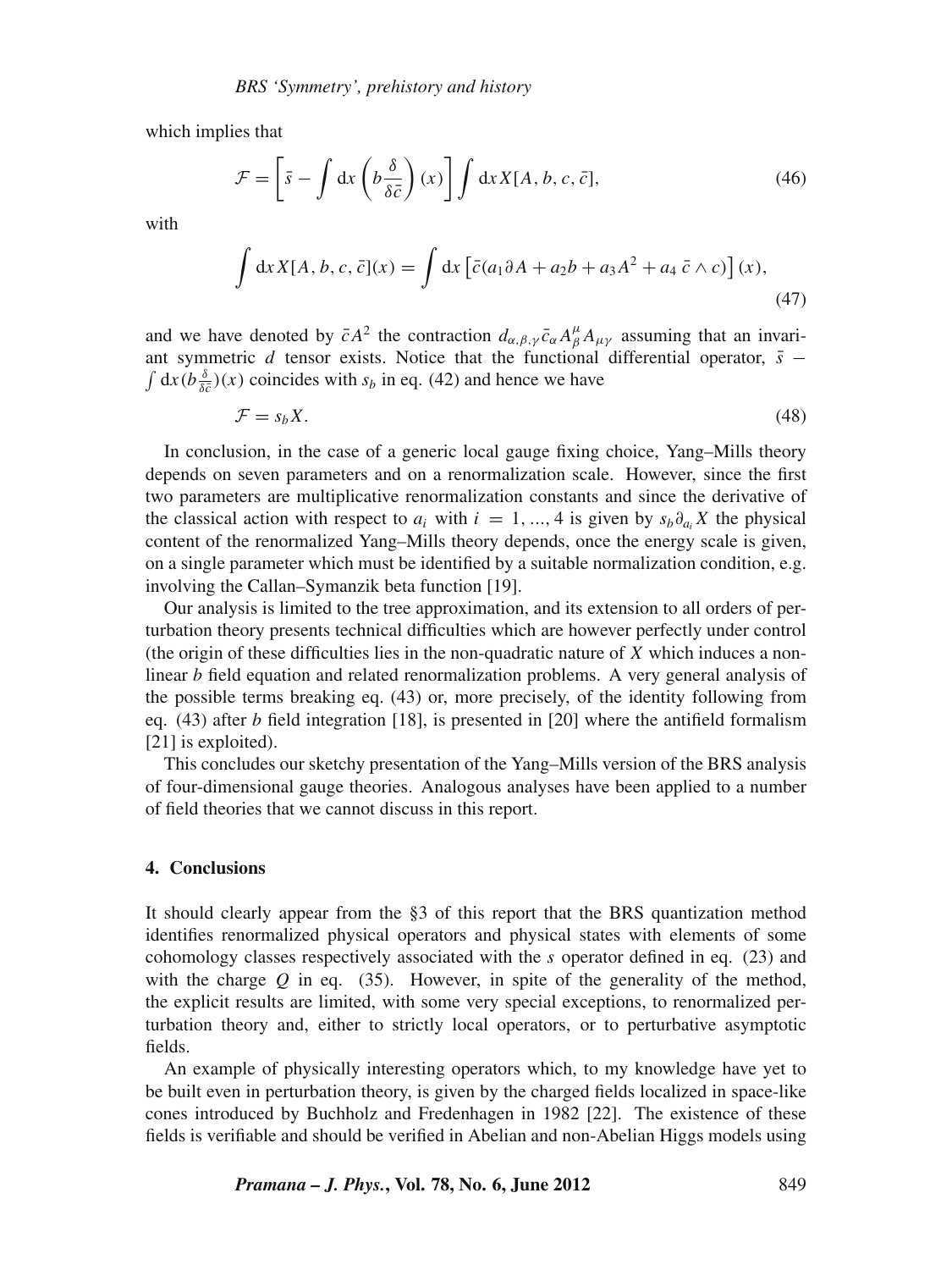which implies that

$$\mathcal{F} = \left[ \bar{s} - \int \mathrm{d}x \left( b \frac{\delta}{\delta \bar{c}} \right) (x) \right] \int \mathrm{d}x X[A, b, c, \bar{c}], \tag{46}$$

with

$$\int \mathrm{d}x X[A, b, c, \bar{c}](x) = \int \mathrm{d}x \left[ \bar{c}(a_1 \partial A + a_2 b + a_3 A^2 + a_4 \, \bar{c} \wedge c) \right] (x), \tag{47}$$

and we have denoted by $\bar{c}A^2$ the contraction $d_{\alpha,\beta,\gamma} \bar{c}_\alpha A^\mu_\beta A_{\mu\gamma}$ assuming that an invariant symmetric $d$ tensor exists. Notice that the functional differential operator, $\bar{s} - \int \mathrm{d}x (b \frac{\delta}{\delta \bar{c}})(x)$ coincides with $s_b$ in eq. (42) and hence we have

$$\mathcal{F} = s_b X. \tag{48}$$

In conclusion, in the case of a generic local gauge fixing choice, Yang–Mills theory depends on seven parameters and on a renormalization scale. However, since the first two parameters are multiplicative renormalization constants and since the derivative of the classical action with respect to $a_i$ with $i = 1, ..., 4$ is given by $s_b \partial_{a_i} X$ the physical content of the renormalized Yang–Mills theory depends, once the energy scale is given, on a single parameter which must be identified by a suitable normalization condition, e.g. involving the Callan–Symanzik beta function [19].

Our analysis is limited to the tree approximation, and its extension to all orders of perturbation theory presents technical difficulties which are however perfectly under control (the origin of these difficulties lies in the non-quadratic nature of $X$ which induces a non-linear $b$ field equation and related renormalization problems. A very general analysis of the possible terms breaking eq. (43) or, more precisely, of the identity following from eq. (43) after $b$ field integration [18], is presented in [20] where the antifield formalism [21] is exploited).

This concludes our sketchy presentation of the Yang–Mills version of the BRS analysis of four-dimensional gauge theories. Analogous analyses have been applied to a number of field theories that we cannot discuss in this report.

## 4. Conclusions

It should clearly appear from the §3 of this report that the BRS quantization method identifies renormalized physical operators and physical states with elements of some cohomology classes respectively associated with the $s$ operator defined in eq. (23) and with the charge $Q$ in eq. (35). However, in spite of the generality of the method, the explicit results are limited, with some very special exceptions, to renormalized perturbation theory and, either to strictly local operators, or to perturbative asymptotic fields.

An example of physically interesting operators which, to my knowledge have yet to be built even in perturbation theory, is given by the charged fields localized in space-like cones introduced by Buchholz and Fredenhagen in 1982 [22]. The existence of these fields is verifiable and should be verified in Abelian and non-Abelian Higgs models using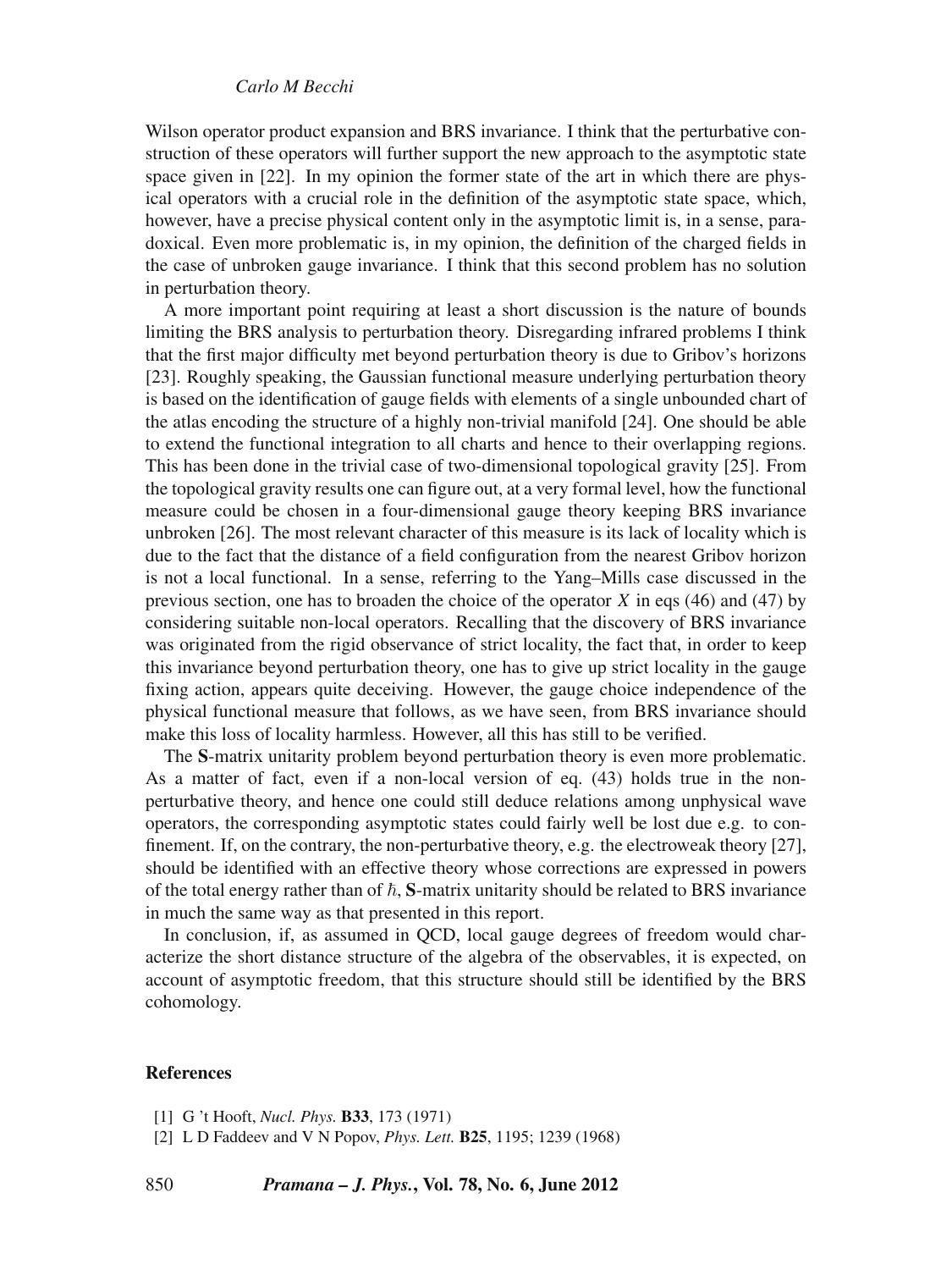Wilson operator product expansion and BRS invariance. I think that the perturbative construction of these operators will further support the new approach to the asymptotic state space given in [22]. In my opinion the former state of the art in which there are physical operators with a crucial role in the definition of the asymptotic state space, which, however, have a precise physical content only in the asymptotic limit is, in a sense, paradoxical. Even more problematic is, in my opinion, the definition of the charged fields in the case of unbroken gauge invariance. I think that this second problem has no solution in perturbation theory.

A more important point requiring at least a short discussion is the nature of bounds limiting the BRS analysis to perturbation theory. Disregarding infrared problems I think that the first major difficulty met beyond perturbation theory is due to Gribov's horizons [23]. Roughly speaking, the Gaussian functional measure underlying perturbation theory is based on the identification of gauge fields with elements of a single unbounded chart of the atlas encoding the structure of a highly non-trivial manifold [24]. One should be able to extend the functional integration to all charts and hence to their overlapping regions. This has been done in the trivial case of two-dimensional topological gravity [25]. From the topological gravity results one can figure out, at a very formal level, how the functional measure could be chosen in a four-dimensional gauge theory keeping BRS invariance unbroken [26]. The most relevant character of this measure is its lack of locality which is due to the fact that the distance of a field configuration from the nearest Gribov horizon is not a local functional. In a sense, referring to the Yang–Mills case discussed in the previous section, one has to broaden the choice of the operator $X$ in eqs (46) and (47) by considering suitable non-local operators. Recalling that the discovery of BRS invariance was originated from the rigid observance of strict locality, the fact that, in order to keep this invariance beyond perturbation theory, one has to give up strict locality in the gauge fixing action, appears quite deceiving. However, the gauge choice independence of the physical functional measure that follows, as we have seen, from BRS invariance should make this loss of locality harmless. However, all this has still to be verified.

The **S**-matrix unitarity problem beyond perturbation theory is even more problematic. As a matter of fact, even if a non-local version of eq. (43) holds true in the non-perturbative theory, and hence one could still deduce relations among unphysical wave operators, the corresponding asymptotic states could fairly well be lost due e.g. to confinement. If, on the contrary, the non-perturbative theory, e.g. the electroweak theory [27], should be identified with an effective theory whose corrections are expressed in powers of the total energy rather than of $\hbar$, **S**-matrix unitarity should be related to BRS invariance in much the same way as that presented in this report.

In conclusion, if, as assumed in QCD, local gauge degrees of freedom would characterize the short distance structure of the algebra of the observables, it is expected, on account of asymptotic freedom, that this structure should still be identified by the BRS cohomology.

## References

[1] G 't Hooft, *Nucl. Phys.* **B33**, 173 (1971)

[2] L D Faddeev and V N Popov, *Phys. Lett.* **B25**, 1195; 1239 (1968)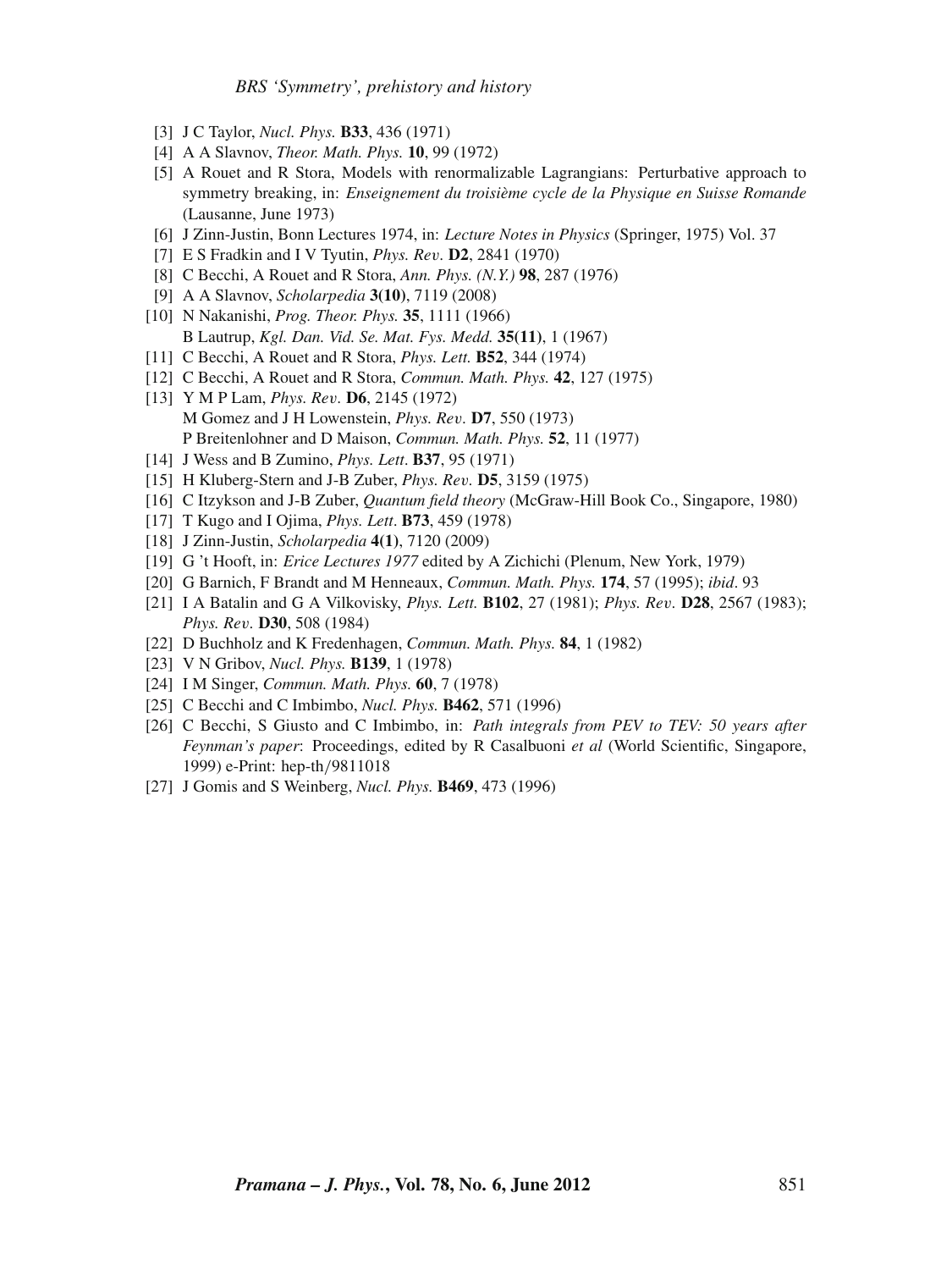[3] J C Taylor, *Nucl. Phys.* **B33**, 436 (1971)

[4] A A Slavnov, *Theor. Math. Phys.* **10**, 99 (1972)

[5] A Rouet and R Stora, Models with renormalizable Lagrangians: Perturbative approach to symmetry breaking, in: *Enseignement du troisième cycle de la Physique en Suisse Romande* (Lausanne, June 1973)

[6] J Zinn-Justin, Bonn Lectures 1974, in: *Lecture Notes in Physics* (Springer, 1975) Vol. 37

[7] E S Fradkin and I V Tyutin, *Phys. Rev.* **D2**, 2841 (1970)

[8] C Becchi, A Rouet and R Stora, *Ann. Phys. (N.Y.)* **98**, 287 (1976)

[9] A A Slavnov, *Scholarpedia* **3(10)**, 7119 (2008)

[10] N Nakanishi, *Prog. Theor. Phys.* **35**, 1111 (1966)
B Lautrup, *Kgl. Dan. Vid. Se. Mat. Fys. Medd.* **35(11)**, 1 (1967)

[11] C Becchi, A Rouet and R Stora, *Phys. Lett.* **B52**, 344 (1974)

[12] C Becchi, A Rouet and R Stora, *Commun. Math. Phys.* **42**, 127 (1975)

[13] Y M P Lam, *Phys. Rev.* **D6**, 2145 (1972)
M Gomez and J H Lowenstein, *Phys. Rev.* **D7**, 550 (1973)
P Breitenlohner and D Maison, *Commun. Math. Phys.* **52**, 11 (1977)

[14] J Wess and B Zumino, *Phys. Lett*. **B37**, 95 (1971)

[15] H Kluberg-Stern and J-B Zuber, *Phys. Rev.* **D5**, 3159 (1975)

[16] C Itzykson and J-B Zuber, *Quantum field theory* (McGraw-Hill Book Co., Singapore, 1980)

[17] T Kugo and I Ojima, *Phys. Lett*. **B73**, 459 (1978)

[18] J Zinn-Justin, *Scholarpedia* **4(1)**, 7120 (2009)

[19] G 't Hooft, in: *Erice Lectures 1977* edited by A Zichichi (Plenum, New York, 1979)

[20] G Barnich, F Brandt and M Henneaux, *Commun. Math. Phys.* **174**, 57 (1995); *ibid*. 93

[21] I A Batalin and G A Vilkovisky, *Phys. Lett.* **B102**, 27 (1981); *Phys. Rev.* **D28**, 2567 (1983); *Phys. Rev.* **D30**, 508 (1984)

[22] D Buchholz and K Fredenhagen, *Commun. Math. Phys.* **84**, 1 (1982)

[23] V N Gribov, *Nucl. Phys.* **B139**, 1 (1978)

[24] I M Singer, *Commun. Math. Phys.* **60**, 7 (1978)

[25] C Becchi and C Imbimbo, *Nucl. Phys.* **B462**, 571 (1996)

[26] C Becchi, S Giusto and C Imbimbo, in: *Path integrals from PEV to TEV: 50 years after Feynman's paper*: Proceedings, edited by R Casalbuoni *et al* (World Scientific, Singapore, 1999) e-Print: hep-th/9811018

[27] J Gomis and S Weinberg, *Nucl. Phys.* **B469**, 473 (1996)